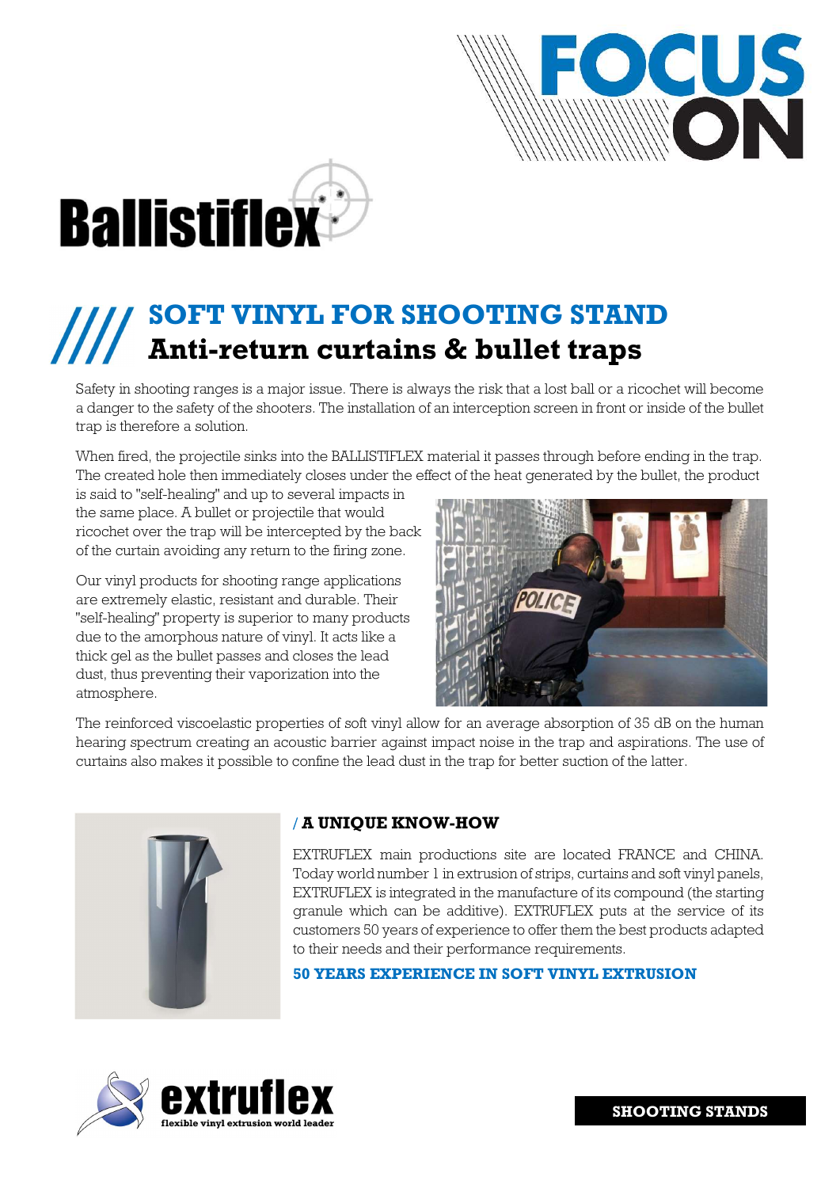FOCUS ON

Ballistiflex

# SOFT VINYL FOR SHOOTING STAND
## Anti-return curtains & bullet traps

Safety in shooting ranges is a major issue. There is always the risk that a lost ball or a ricochet will become a danger to the safety of the shooters. The installation of an interception screen in front or inside of the bullet trap is therefore a solution.

When fired, the projectile sinks into the BALLISTIFLEX material it passes through before ending in the trap. The created hole then immediately closes under the effect of the heat generated by the bullet, the product is said to "self-healing" and up to several impacts in the same place. A bullet or projectile that would ricochet over the trap will be intercepted by the back of the curtain avoiding any return to the firing zone.

Our vinyl products for shooting range applications are extremely elastic, resistant and durable. Their "self-healing" property is superior to many products due to the amorphous nature of vinyl. It acts like a thick gel as the bullet passes and closes the lead dust, thus preventing their vaporization into the atmosphere.

The reinforced viscoelastic properties of soft vinyl allow for an average absorption of 35 dB on the human hearing spectrum creating an acoustic barrier against impact noise in the trap and aspirations. The use of curtains also makes it possible to confine the lead dust in the trap for better suction of the latter.

### / A UNIQUE KNOW-HOW

EXTRUFLEX main productions site are located FRANCE and CHINA. Today world number 1 in extrusion of strips, curtains and soft vinyl panels, EXTRUFLEX is integrated in the manufacture of its compound (the starting granule which can be additive). EXTRUFLEX puts at the service of its customers 50 years of experience to offer them the best products adapted to their needs and their performance requirements.

**50 YEARS EXPERIENCE IN SOFT VINYL EXTRUSION**

extruflex
flexible vinyl extrusion world leader

**SHOOTING STANDS**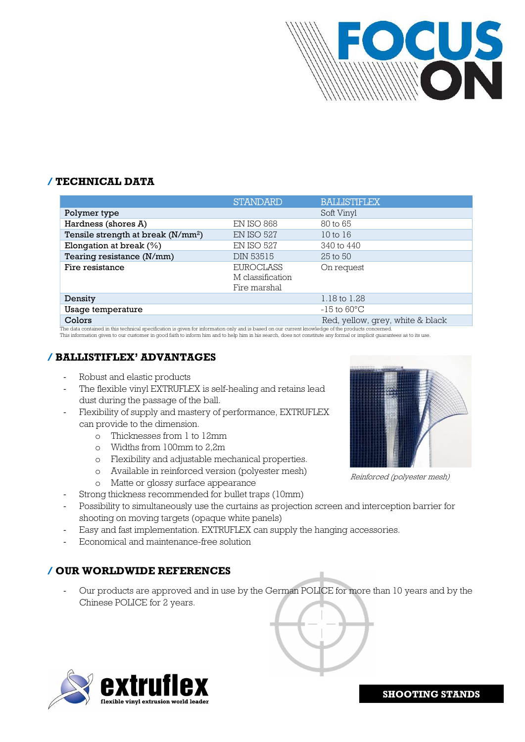## / TECHNICAL DATA

| | STANDARD | BALLISTIFLEX |
|---|---|---|
| Polymer type | | Soft Vinyl |
| Hardness (shores A) | EN ISO 868 | 80 to 65 |
| Tensile strength at break (N/mm²) | EN ISO 527 | 10 to 16 |
| Elongation at break (%) | EN ISO 527 | 340 to 440 |
| Tearing resistance (N/mm) | DIN 53515 | 25 to 50 |
| Fire resistance | EUROCLASS<br>M classification<br>Fire marshal | On request |
| Density | | 1.18 to 1.28 |
| Usage temperature | | -15 to 60°C |
| Colors | | Red, yellow, grey, white & black |

The data contained in this technical specification is given for information only and is based on our current knowledge of the products concerned.
This information given to our customer in good faith to inform him and to help him in his search, does not constitute any formal or implicit guarantees as to its use.

## / BALLISTIFLEX' ADVANTAGES

- Robust and elastic products
- The flexible vinyl EXTRUFLEX is self-healing and retains lead dust during the passage of the ball.
- Flexibility of supply and mastery of performance, EXTRUFLEX can provide to the dimension.
  - Thicknesses from 1 to 12mm
  - Widths from 100mm to 2,2m
  - Flexibility and adjustable mechanical properties.
  - Available in reinforced version (polyester mesh)
  - Matte or glossy surface appearance
- Strong thickness recommended for bullet traps (10mm)
- Possibility to simultaneously use the curtains as projection screen and interception barrier for shooting on moving targets (opaque white panels)
- Easy and fast implementation. EXTRUFLEX can supply the hanging accessories.
- Economical and maintenance-free solution

*Reinforced (polyester mesh)*

## / OUR WORLDWIDE REFERENCES

- Our products are approved and in use by the German POLICE for more than 10 years and by the Chinese POLICE for 2 years.

**SHOOTING STANDS**